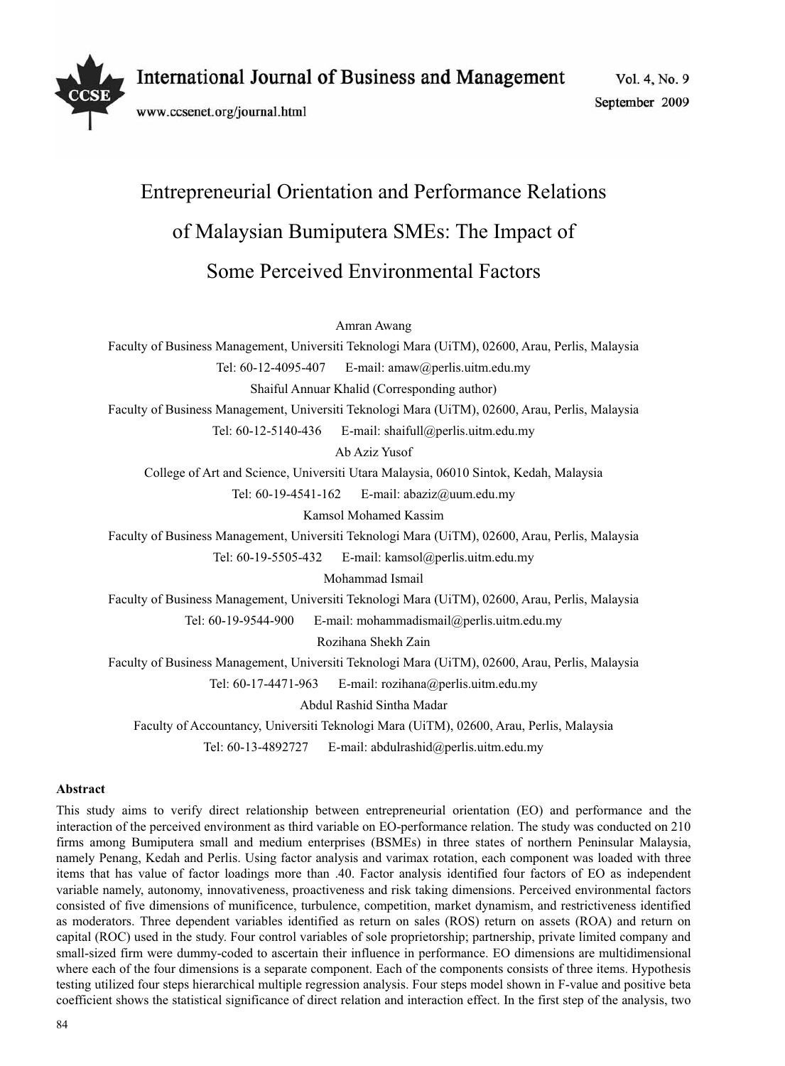# Entrepreneurial Orientation and Performance Relations of Malaysian Bumiputera SMEs: The Impact of Some Perceived Environmental Factors

Amran Awang

Faculty of Business Management, Universiti Teknologi Mara (UiTM), 02600, Arau, Perlis, Malaysia

Tel: 60-12-4095-407 E-mail: amaw@perlis.uitm.edu.my

Shaiful Annuar Khalid (Corresponding author)

Faculty of Business Management, Universiti Teknologi Mara (UiTM), 02600, Arau, Perlis, Malaysia

Tel: 60-12-5140-436 E-mail: shaifull@perlis.uitm.edu.my

Ab Aziz Yusof

College of Art and Science, Universiti Utara Malaysia, 06010 Sintok, Kedah, Malaysia

Tel: 60-19-4541-162 E-mail: abaziz@uum.edu.my

Kamsol Mohamed Kassim

Faculty of Business Management, Universiti Teknologi Mara (UiTM), 02600, Arau, Perlis, Malaysia

Tel: 60-19-5505-432 E-mail: kamsol@perlis.uitm.edu.my

Mohammad Ismail

Faculty of Business Management, Universiti Teknologi Mara (UiTM), 02600, Arau, Perlis, Malaysia

Tel: 60-19-9544-900 E-mail: mohammadismail@perlis.uitm.edu.my

Rozihana Shekh Zain

Faculty of Business Management, Universiti Teknologi Mara (UiTM), 02600, Arau, Perlis, Malaysia

Tel: 60-17-4471-963 E-mail: rozihana@perlis.uitm.edu.my

Abdul Rashid Sintha Madar

Faculty of Accountancy, Universiti Teknologi Mara (UiTM), 02600, Arau, Perlis, Malaysia

Tel: 60-13-4892727 E-mail: abdulrashid@perlis.uitm.edu.my

**Abstract**

This study aims to verify direct relationship between entrepreneurial orientation (EO) and performance and the interaction of the perceived environment as third variable on EO-performance relation. The study was conducted on 210 firms among Bumiputera small and medium enterprises (BSMEs) in three states of northern Peninsular Malaysia, namely Penang, Kedah and Perlis. Using factor analysis and varimax rotation, each component was loaded with three items that has value of factor loadings more than .40. Factor analysis identified four factors of EO as independent variable namely, autonomy, innovativeness, proactiveness and risk taking dimensions. Perceived environmental factors consisted of five dimensions of munificence, turbulence, competition, market dynamism, and restrictiveness identified as moderators. Three dependent variables identified as return on sales (ROS) return on assets (ROA) and return on capital (ROC) used in the study. Four control variables of sole proprietorship; partnership, private limited company and small-sized firm were dummy-coded to ascertain their influence in performance. EO dimensions are multidimensional where each of the four dimensions is a separate component. Each of the components consists of three items. Hypothesis testing utilized four steps hierarchical multiple regression analysis. Four steps model shown in F-value and positive beta coefficient shows the statistical significance of direct relation and interaction effect. In the first step of the analysis, two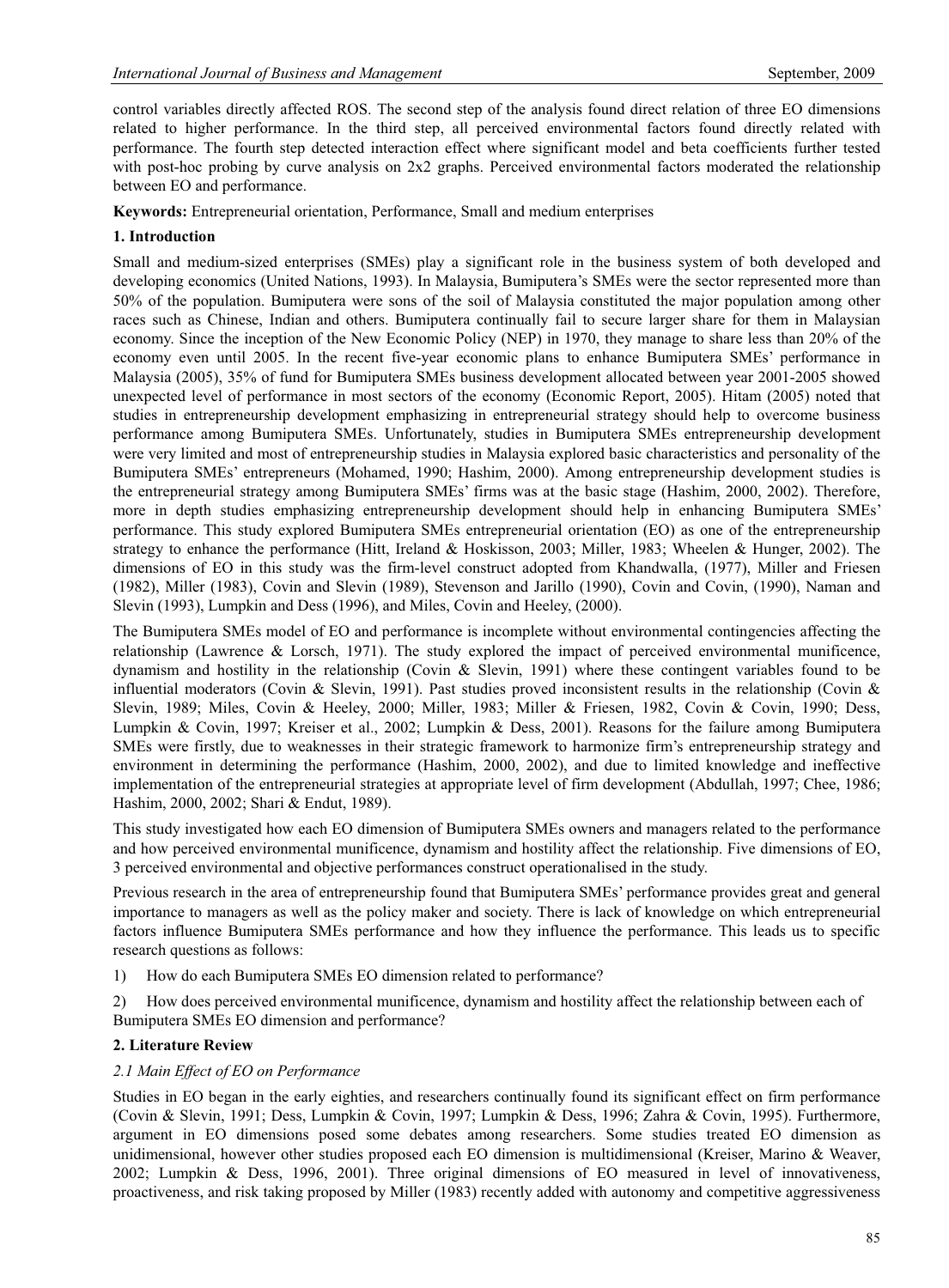control variables directly affected ROS. The second step of the analysis found direct relation of three EO dimensions related to higher performance. In the third step, all perceived environmental factors found directly related with performance. The fourth step detected interaction effect where significant model and beta coefficients further tested with post-hoc probing by curve analysis on 2x2 graphs. Perceived environmental factors moderated the relationship between EO and performance.

**Keywords:** Entrepreneurial orientation, Performance, Small and medium enterprises

## 1. Introduction

Small and medium-sized enterprises (SMEs) play a significant role in the business system of both developed and developing economics (United Nations, 1993). In Malaysia, Bumiputera's SMEs were the sector represented more than 50% of the population. Bumiputera were sons of the soil of Malaysia constituted the major population among other races such as Chinese, Indian and others. Bumiputera continually fail to secure larger share for them in Malaysian economy. Since the inception of the New Economic Policy (NEP) in 1970, they manage to share less than 20% of the economy even until 2005. In the recent five-year economic plans to enhance Bumiputera SMEs' performance in Malaysia (2005), 35% of fund for Bumiputera SMEs business development allocated between year 2001-2005 showed unexpected level of performance in most sectors of the economy (Economic Report, 2005). Hitam (2005) noted that studies in entrepreneurship development emphasizing in entrepreneurial strategy should help to overcome business performance among Bumiputera SMEs. Unfortunately, studies in Bumiputera SMEs entrepreneurship development were very limited and most of entrepreneurship studies in Malaysia explored basic characteristics and personality of the Bumiputera SMEs' entrepreneurs (Mohamed, 1990; Hashim, 2000). Among entrepreneurship development studies is the entrepreneurial strategy among Bumiputera SMEs' firms was at the basic stage (Hashim, 2000, 2002). Therefore, more in depth studies emphasizing entrepreneurship development should help in enhancing Bumiputera SMEs' performance. This study explored Bumiputera SMEs entrepreneurial orientation (EO) as one of the entrepreneurship strategy to enhance the performance (Hitt, Ireland & Hoskisson, 2003; Miller, 1983; Wheelen & Hunger, 2002). The dimensions of EO in this study was the firm-level construct adopted from Khandwalla, (1977), Miller and Friesen (1982), Miller (1983), Covin and Slevin (1989), Stevenson and Jarillo (1990), Covin and Covin, (1990), Naman and Slevin (1993), Lumpkin and Dess (1996), and Miles, Covin and Heeley, (2000).

The Bumiputera SMEs model of EO and performance is incomplete without environmental contingencies affecting the relationship (Lawrence & Lorsch, 1971). The study explored the impact of perceived environmental munificence, dynamism and hostility in the relationship (Covin & Slevin, 1991) where these contingent variables found to be influential moderators (Covin & Slevin, 1991). Past studies proved inconsistent results in the relationship (Covin & Slevin, 1989; Miles, Covin & Heeley, 2000; Miller, 1983; Miller & Friesen, 1982, Covin & Covin, 1990; Dess, Lumpkin & Covin, 1997; Kreiser et al., 2002; Lumpkin & Dess, 2001). Reasons for the failure among Bumiputera SMEs were firstly, due to weaknesses in their strategic framework to harmonize firm's entrepreneurship strategy and environment in determining the performance (Hashim, 2000, 2002), and due to limited knowledge and ineffective implementation of the entrepreneurial strategies at appropriate level of firm development (Abdullah, 1997; Chee, 1986; Hashim, 2000, 2002; Shari & Endut, 1989).

This study investigated how each EO dimension of Bumiputera SMEs owners and managers related to the performance and how perceived environmental munificence, dynamism and hostility affect the relationship. Five dimensions of EO, 3 perceived environmental and objective performances construct operationalised in the study.

Previous research in the area of entrepreneurship found that Bumiputera SMEs' performance provides great and general importance to managers as well as the policy maker and society. There is lack of knowledge on which entrepreneurial factors influence Bumiputera SMEs performance and how they influence the performance. This leads us to specific research questions as follows:

1) How do each Bumiputera SMEs EO dimension related to performance?

2) How does perceived environmental munificence, dynamism and hostility affect the relationship between each of Bumiputera SMEs EO dimension and performance?

## 2. Literature Review

### *2.1 Main Effect of EO on Performance*

Studies in EO began in the early eighties, and researchers continually found its significant effect on firm performance (Covin & Slevin, 1991; Dess, Lumpkin & Covin, 1997; Lumpkin & Dess, 1996; Zahra & Covin, 1995). Furthermore, argument in EO dimensions posed some debates among researchers. Some studies treated EO dimension as unidimensional, however other studies proposed each EO dimension is multidimensional (Kreiser, Marino & Weaver, 2002; Lumpkin & Dess, 1996, 2001). Three original dimensions of EO measured in level of innovativeness, proactiveness, and risk taking proposed by Miller (1983) recently added with autonomy and competitive aggressiveness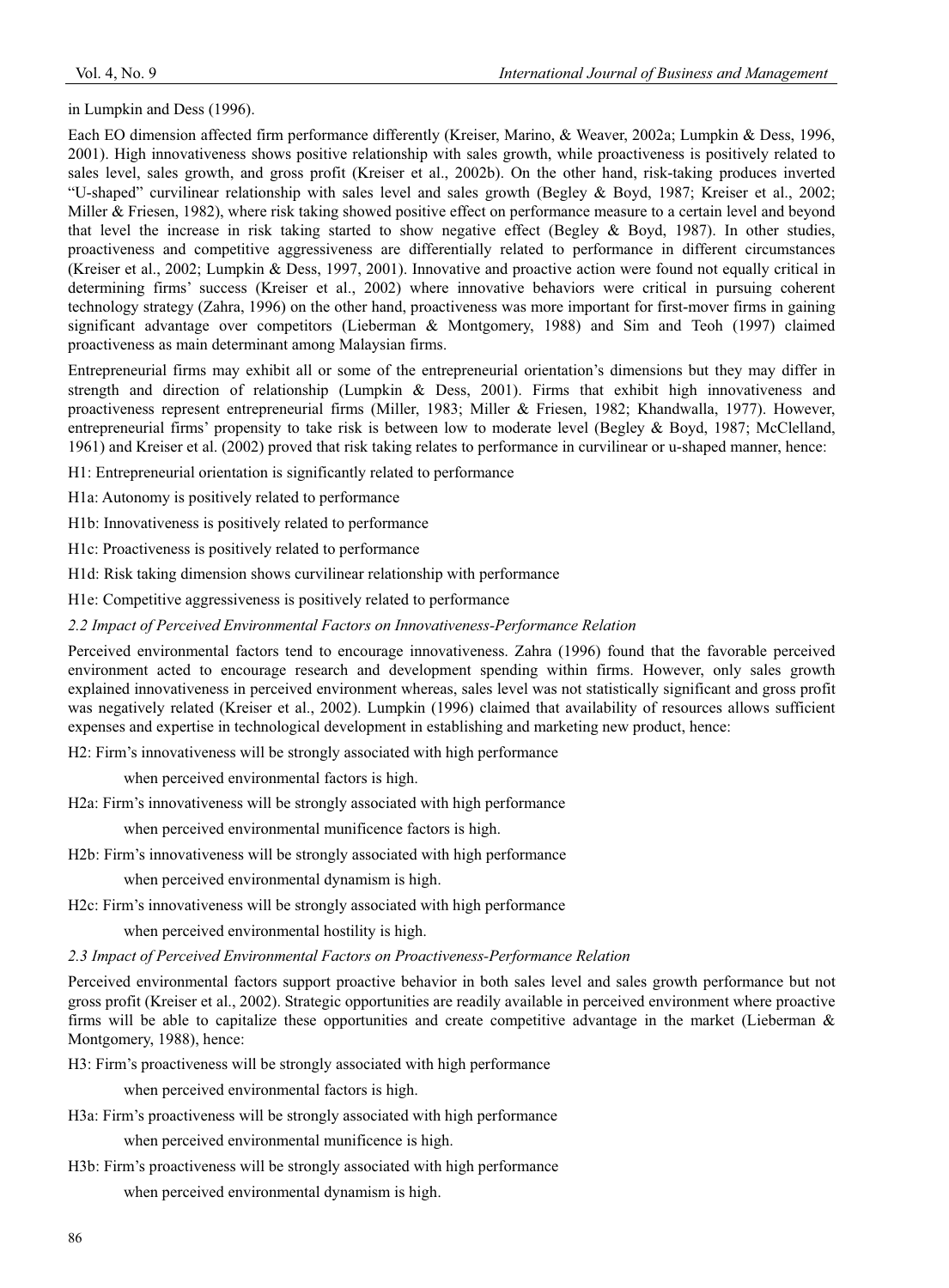in Lumpkin and Dess (1996).

Each EO dimension affected firm performance differently (Kreiser, Marino, & Weaver, 2002a; Lumpkin & Dess, 1996, 2001). High innovativeness shows positive relationship with sales growth, while proactiveness is positively related to sales level, sales growth, and gross profit (Kreiser et al., 2002b). On the other hand, risk-taking produces inverted "U-shaped" curvilinear relationship with sales level and sales growth (Begley & Boyd, 1987; Kreiser et al., 2002; Miller & Friesen, 1982), where risk taking showed positive effect on performance measure to a certain level and beyond that level the increase in risk taking started to show negative effect (Begley & Boyd, 1987). In other studies, proactiveness and competitive aggressiveness are differentially related to performance in different circumstances (Kreiser et al., 2002; Lumpkin & Dess, 1997, 2001). Innovative and proactive action were found not equally critical in determining firms' success (Kreiser et al., 2002) where innovative behaviors were critical in pursuing coherent technology strategy (Zahra, 1996) on the other hand, proactiveness was more important for first-mover firms in gaining significant advantage over competitors (Lieberman & Montgomery, 1988) and Sim and Teoh (1997) claimed proactiveness as main determinant among Malaysian firms.

Entrepreneurial firms may exhibit all or some of the entrepreneurial orientation's dimensions but they may differ in strength and direction of relationship (Lumpkin & Dess, 2001). Firms that exhibit high innovativeness and proactiveness represent entrepreneurial firms (Miller, 1983; Miller & Friesen, 1982; Khandwalla, 1977). However, entrepreneurial firms' propensity to take risk is between low to moderate level (Begley & Boyd, 1987; McClelland, 1961) and Kreiser et al. (2002) proved that risk taking relates to performance in curvilinear or u-shaped manner, hence:

H1: Entrepreneurial orientation is significantly related to performance

H1a: Autonomy is positively related to performance

H1b: Innovativeness is positively related to performance

H1c: Proactiveness is positively related to performance

H1d: Risk taking dimension shows curvilinear relationship with performance

H1e: Competitive aggressiveness is positively related to performance

### *2.2 Impact of Perceived Environmental Factors on Innovativeness-Performance Relation*

Perceived environmental factors tend to encourage innovativeness. Zahra (1996) found that the favorable perceived environment acted to encourage research and development spending within firms. However, only sales growth explained innovativeness in perceived environment whereas, sales level was not statistically significant and gross profit was negatively related (Kreiser et al., 2002). Lumpkin (1996) claimed that availability of resources allows sufficient expenses and expertise in technological development in establishing and marketing new product, hence:

H2: Firm's innovativeness will be strongly associated with high performance when perceived environmental factors is high.

H2a: Firm's innovativeness will be strongly associated with high performance when perceived environmental munificence factors is high.

H2b: Firm's innovativeness will be strongly associated with high performance when perceived environmental dynamism is high.

H2c: Firm's innovativeness will be strongly associated with high performance when perceived environmental hostility is high.

### *2.3 Impact of Perceived Environmental Factors on Proactiveness-Performance Relation*

Perceived environmental factors support proactive behavior in both sales level and sales growth performance but not gross profit (Kreiser et al., 2002). Strategic opportunities are readily available in perceived environment where proactive firms will be able to capitalize these opportunities and create competitive advantage in the market (Lieberman & Montgomery, 1988), hence:

H3: Firm's proactiveness will be strongly associated with high performance when perceived environmental factors is high.

H3a: Firm's proactiveness will be strongly associated with high performance when perceived environmental munificence is high.

H3b: Firm's proactiveness will be strongly associated with high performance when perceived environmental dynamism is high.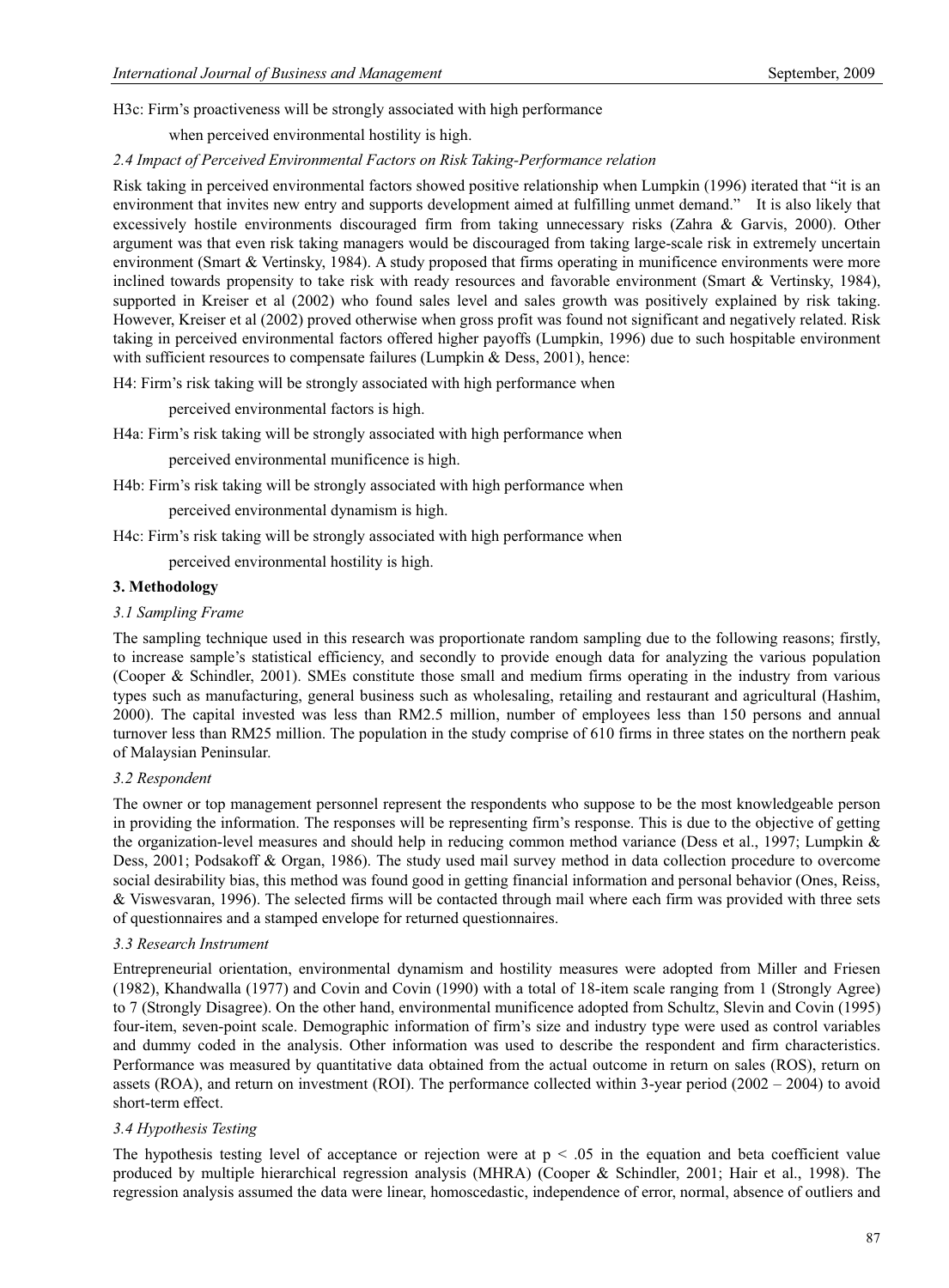H3c: Firm's proactiveness will be strongly associated with high performance

when perceived environmental hostility is high.

*2.4 Impact of Perceived Environmental Factors on Risk Taking-Performance relation*

Risk taking in perceived environmental factors showed positive relationship when Lumpkin (1996) iterated that "it is an environment that invites new entry and supports development aimed at fulfilling unmet demand." It is also likely that excessively hostile environments discouraged firm from taking unnecessary risks (Zahra & Garvis, 2000). Other argument was that even risk taking managers would be discouraged from taking large-scale risk in extremely uncertain environment (Smart & Vertinsky, 1984). A study proposed that firms operating in munificence environments were more inclined towards propensity to take risk with ready resources and favorable environment (Smart & Vertinsky, 1984), supported in Kreiser et al (2002) who found sales level and sales growth was positively explained by risk taking. However, Kreiser et al (2002) proved otherwise when gross profit was found not significant and negatively related. Risk taking in perceived environmental factors offered higher payoffs (Lumpkin, 1996) due to such hospitable environment with sufficient resources to compensate failures (Lumpkin & Dess, 2001), hence:

H4: Firm's risk taking will be strongly associated with high performance when

perceived environmental factors is high.

H4a: Firm's risk taking will be strongly associated with high performance when

perceived environmental munificence is high.

H4b: Firm's risk taking will be strongly associated with high performance when

perceived environmental dynamism is high.

H4c: Firm's risk taking will be strongly associated with high performance when

perceived environmental hostility is high.

**3. Methodology**

*3.1 Sampling Frame*

The sampling technique used in this research was proportionate random sampling due to the following reasons; firstly, to increase sample's statistical efficiency, and secondly to provide enough data for analyzing the various population (Cooper & Schindler, 2001). SMEs constitute those small and medium firms operating in the industry from various types such as manufacturing, general business such as wholesaling, retailing and restaurant and agricultural (Hashim, 2000). The capital invested was less than RM2.5 million, number of employees less than 150 persons and annual turnover less than RM25 million. The population in the study comprise of 610 firms in three states on the northern peak of Malaysian Peninsular.

*3.2 Respondent*

The owner or top management personnel represent the respondents who suppose to be the most knowledgeable person in providing the information. The responses will be representing firm's response. This is due to the objective of getting the organization-level measures and should help in reducing common method variance (Dess et al., 1997; Lumpkin & Dess, 2001; Podsakoff & Organ, 1986). The study used mail survey method in data collection procedure to overcome social desirability bias, this method was found good in getting financial information and personal behavior (Ones, Reiss, & Viswesvaran, 1996). The selected firms will be contacted through mail where each firm was provided with three sets of questionnaires and a stamped envelope for returned questionnaires.

*3.3 Research Instrument*

Entrepreneurial orientation, environmental dynamism and hostility measures were adopted from Miller and Friesen (1982), Khandwalla (1977) and Covin and Covin (1990) with a total of 18-item scale ranging from 1 (Strongly Agree) to 7 (Strongly Disagree). On the other hand, environmental munificence adopted from Schultz, Slevin and Covin (1995) four-item, seven-point scale. Demographic information of firm's size and industry type were used as control variables and dummy coded in the analysis. Other information was used to describe the respondent and firm characteristics. Performance was measured by quantitative data obtained from the actual outcome in return on sales (ROS), return on assets (ROA), and return on investment (ROI). The performance collected within 3-year period (2002 – 2004) to avoid short-term effect.

*3.4 Hypothesis Testing*

The hypothesis testing level of acceptance or rejection were at $p < .05$ in the equation and beta coefficient value produced by multiple hierarchical regression analysis (MHRA) (Cooper & Schindler, 2001; Hair et al., 1998). The regression analysis assumed the data were linear, homoscedastic, independence of error, normal, absence of outliers and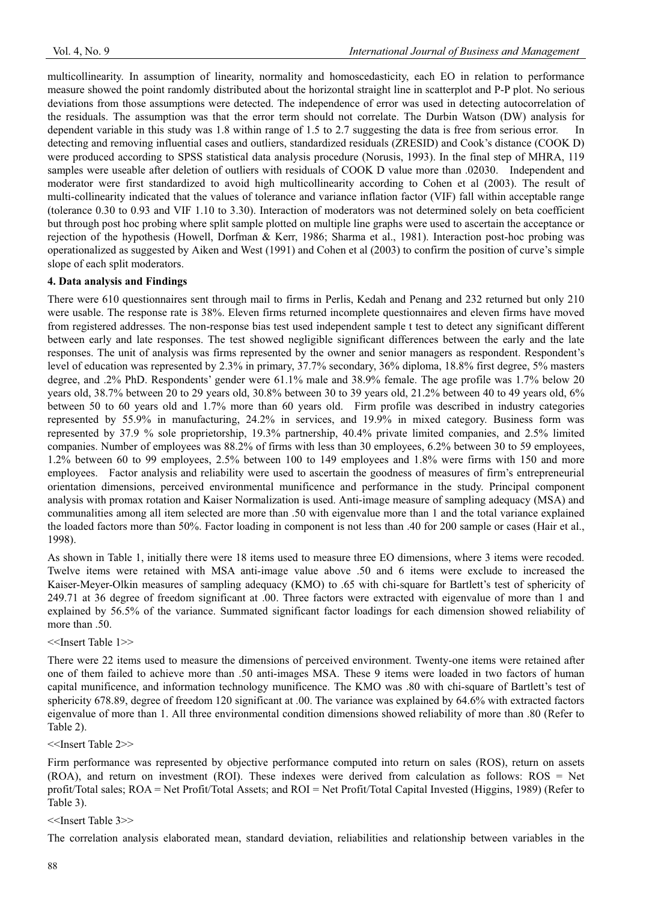multicollinearity. In assumption of linearity, normality and homoscedasticity, each EO in relation to performance measure showed the point randomly distributed about the horizontal straight line in scatterplot and P-P plot. No serious deviations from those assumptions were detected. The independence of error was used in detecting autocorrelation of the residuals. The assumption was that the error term should not correlate. The Durbin Watson (DW) analysis for dependent variable in this study was 1.8 within range of 1.5 to 2.7 suggesting the data is free from serious error. In detecting and removing influential cases and outliers, standardized residuals (ZRESID) and Cook's distance (COOK D) were produced according to SPSS statistical data analysis procedure (Norusis, 1993). In the final step of MHRA, 119 samples were useable after deletion of outliers with residuals of COOK D value more than .02030. Independent and moderator were first standardized to avoid high multicollinearity according to Cohen et al (2003). The result of multi-collinearity indicated that the values of tolerance and variance inflation factor (VIF) fall within acceptable range (tolerance 0.30 to 0.93 and VIF 1.10 to 3.30). Interaction of moderators was not determined solely on beta coefficient but through post hoc probing where split sample plotted on multiple line graphs were used to ascertain the acceptance or rejection of the hypothesis (Howell, Dorfman & Kerr, 1986; Sharma et al., 1981). Interaction post-hoc probing was operationalized as suggested by Aiken and West (1991) and Cohen et al (2003) to confirm the position of curve's simple slope of each split moderators.

**4. Data analysis and Findings**

There were 610 questionnaires sent through mail to firms in Perlis, Kedah and Penang and 232 returned but only 210 were usable. The response rate is 38%. Eleven firms returned incomplete questionnaires and eleven firms have moved from registered addresses. The non-response bias test used independent sample t test to detect any significant different between early and late responses. The test showed negligible significant differences between the early and the late responses. The unit of analysis was firms represented by the owner and senior managers as respondent. Respondent's level of education was represented by 2.3% in primary, 37.7% secondary, 36% diploma, 18.8% first degree, 5% masters degree, and .2% PhD. Respondents' gender were 61.1% male and 38.9% female. The age profile was 1.7% below 20 years old, 38.7% between 20 to 29 years old, 30.8% between 30 to 39 years old, 21.2% between 40 to 49 years old, 6% between 50 to 60 years old and 1.7% more than 60 years old. Firm profile was described in industry categories represented by 55.9% in manufacturing, 24.2% in services, and 19.9% in mixed category. Business form was represented by 37.9 % sole proprietorship, 19.3% partnership, 40.4% private limited companies, and 2.5% limited companies. Number of employees was 88.2% of firms with less than 30 employees, 6.2% between 30 to 59 employees, 1.2% between 60 to 99 employees, 2.5% between 100 to 149 employees and 1.8% were firms with 150 and more employees. Factor analysis and reliability were used to ascertain the goodness of measures of firm's entrepreneurial orientation dimensions, perceived environmental munificence and performance in the study. Principal component analysis with promax rotation and Kaiser Normalization is used. Anti-image measure of sampling adequacy (MSA) and communalities among all item selected are more than .50 with eigenvalue more than 1 and the total variance explained the loaded factors more than 50%. Factor loading in component is not less than .40 for 200 sample or cases (Hair et al., 1998).

As shown in Table 1, initially there were 18 items used to measure three EO dimensions, where 3 items were recoded. Twelve items were retained with MSA anti-image value above .50 and 6 items were exclude to increased the Kaiser-Meyer-Olkin measures of sampling adequacy (KMO) to .65 with chi-square for Bartlett's test of sphericity of 249.71 at 36 degree of freedom significant at .00. Three factors were extracted with eigenvalue of more than 1 and explained by 56.5% of the variance. Summated significant factor loadings for each dimension showed reliability of more than .50.

<<Insert Table 1>>

There were 22 items used to measure the dimensions of perceived environment. Twenty-one items were retained after one of them failed to achieve more than .50 anti-images MSA. These 9 items were loaded in two factors of human capital munificence, and information technology munificence. The KMO was .80 with chi-square of Bartlett's test of sphericity 678.89, degree of freedom 120 significant at .00. The variance was explained by 64.6% with extracted factors eigenvalue of more than 1. All three environmental condition dimensions showed reliability of more than .80 (Refer to Table 2).

<<Insert Table 2>>

Firm performance was represented by objective performance computed into return on sales (ROS), return on assets (ROA), and return on investment (ROI). These indexes were derived from calculation as follows: ROS = Net profit/Total sales; ROA = Net Profit/Total Assets; and ROI = Net Profit/Total Capital Invested (Higgins, 1989) (Refer to Table 3).

<<Insert Table 3>>

The correlation analysis elaborated mean, standard deviation, reliabilities and relationship between variables in the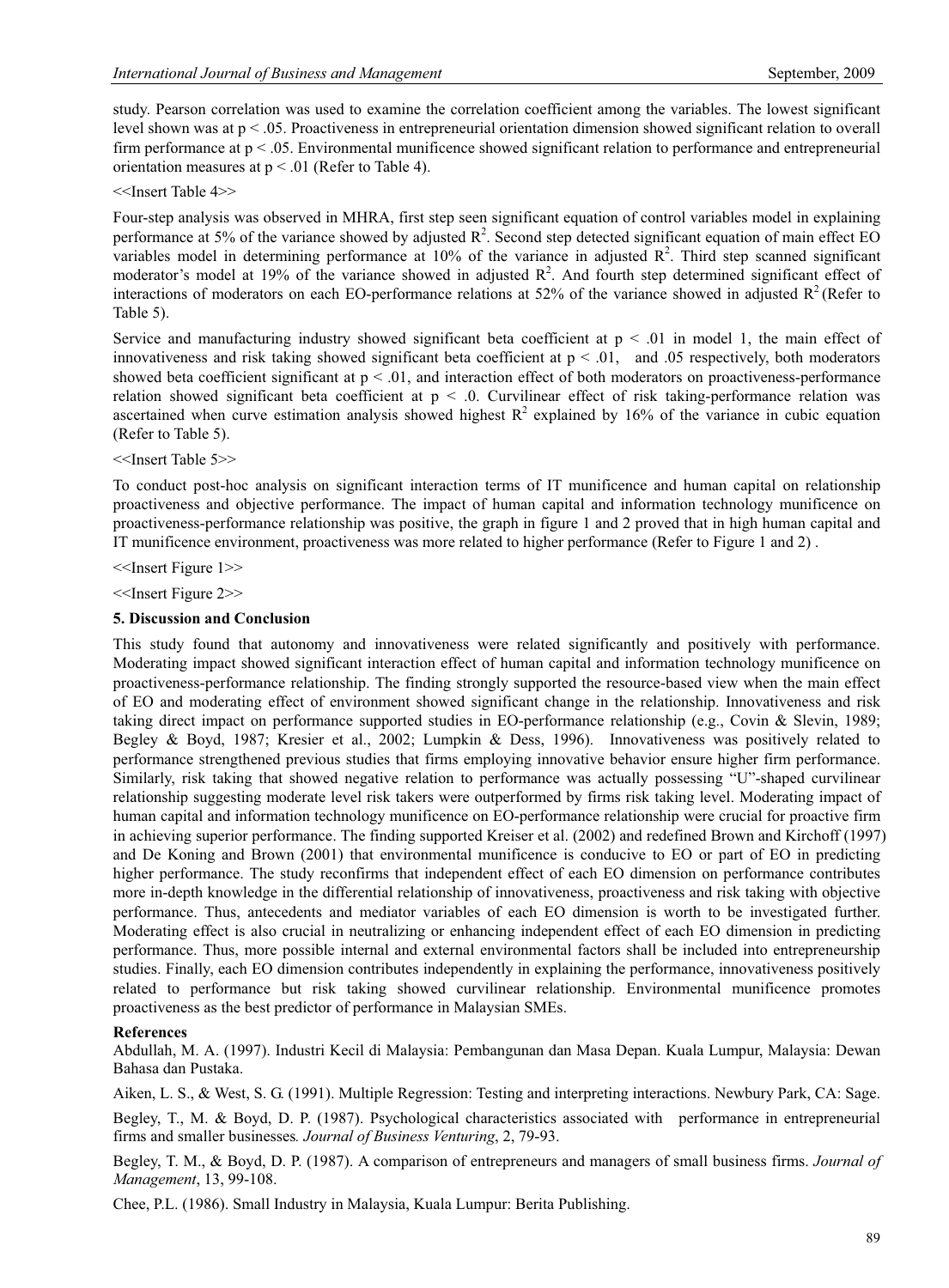study. Pearson correlation was used to examine the correlation coefficient among the variables. The lowest significant level shown was at $p < .05$. Proactiveness in entrepreneurial orientation dimension showed significant relation to overall firm performance at $p < .05$. Environmental munificence showed significant relation to performance and entrepreneurial orientation measures at $p < .01$ (Refer to Table 4).

<<Insert Table 4>>

Four-step analysis was observed in MHRA, first step seen significant equation of control variables model in explaining performance at 5% of the variance showed by adjusted $R^2$. Second step detected significant equation of main effect EO variables model in determining performance at 10% of the variance in adjusted $R^2$. Third step scanned significant moderator's model at 19% of the variance showed in adjusted $R^2$. And fourth step determined significant effect of interactions of moderators on each EO-performance relations at 52% of the variance showed in adjusted $R^2$ (Refer to Table 5).

Service and manufacturing industry showed significant beta coefficient at $p < .01$ in model 1, the main effect of innovativeness and risk taking showed significant beta coefficient at $p < .01$, and .05 respectively, both moderators showed beta coefficient significant at $p < .01$, and interaction effect of both moderators on proactiveness-performance relation showed significant beta coefficient at $p < .0$. Curvilinear effect of risk taking-performance relation was ascertained when curve estimation analysis showed highest $R^2$ explained by 16% of the variance in cubic equation (Refer to Table 5).

<<Insert Table 5>>

To conduct post-hoc analysis on significant interaction terms of IT munificence and human capital on relationship proactiveness and objective performance. The impact of human capital and information technology munificence on proactiveness-performance relationship was positive, the graph in figure 1 and 2 proved that in high human capital and IT munificence environment, proactiveness was more related to higher performance (Refer to Figure 1 and 2) .

<<Insert Figure 1>>

<<Insert Figure 2>>

**5. Discussion and Conclusion**

This study found that autonomy and innovativeness were related significantly and positively with performance. Moderating impact showed significant interaction effect of human capital and information technology munificence on proactiveness-performance relationship. The finding strongly supported the resource-based view when the main effect of EO and moderating effect of environment showed significant change in the relationship. Innovativeness and risk taking direct impact on performance supported studies in EO-performance relationship (e.g., Covin & Slevin, 1989; Begley & Boyd, 1987; Kresier et al., 2002; Lumpkin & Dess, 1996). Innovativeness was positively related to performance strengthened previous studies that firms employing innovative behavior ensure higher firm performance. Similarly, risk taking that showed negative relation to performance was actually possessing "U"-shaped curvilinear relationship suggesting moderate level risk takers were outperformed by firms risk taking level. Moderating impact of human capital and information technology munificence on EO-performance relationship were crucial for proactive firm in achieving superior performance. The finding supported Kreiser et al. (2002) and redefined Brown and Kirchoff (1997) and De Koning and Brown (2001) that environmental munificence is conducive to EO or part of EO in predicting higher performance. The study reconfirms that independent effect of each EO dimension on performance contributes more in-depth knowledge in the differential relationship of innovativeness, proactiveness and risk taking with objective performance. Thus, antecedents and mediator variables of each EO dimension is worth to be investigated further. Moderating effect is also crucial in neutralizing or enhancing independent effect of each EO dimension in predicting performance. Thus, more possible internal and external environmental factors shall be included into entrepreneurship studies. Finally, each EO dimension contributes independently in explaining the performance, innovativeness positively related to performance but risk taking showed curvilinear relationship. Environmental munificence promotes proactiveness as the best predictor of performance in Malaysian SMEs.

**References**

Abdullah, M. A. (1997). Industri Kecil di Malaysia: Pembangunan dan Masa Depan. Kuala Lumpur, Malaysia: Dewan Bahasa dan Pustaka.

Aiken, L. S., & West, S. G. (1991). Multiple Regression: Testing and interpreting interactions. Newbury Park, CA: Sage.

Begley, T., M. & Boyd, D. P. (1987). Psychological characteristics associated with performance in entrepreneurial firms and smaller businesses*. Journal of Business Venturing*, 2, 79-93.

Begley, T. M., & Boyd, D. P. (1987). A comparison of entrepreneurs and managers of small business firms. *Journal of Management*, 13, 99-108.

Chee, P.L. (1986). Small Industry in Malaysia, Kuala Lumpur: Berita Publishing.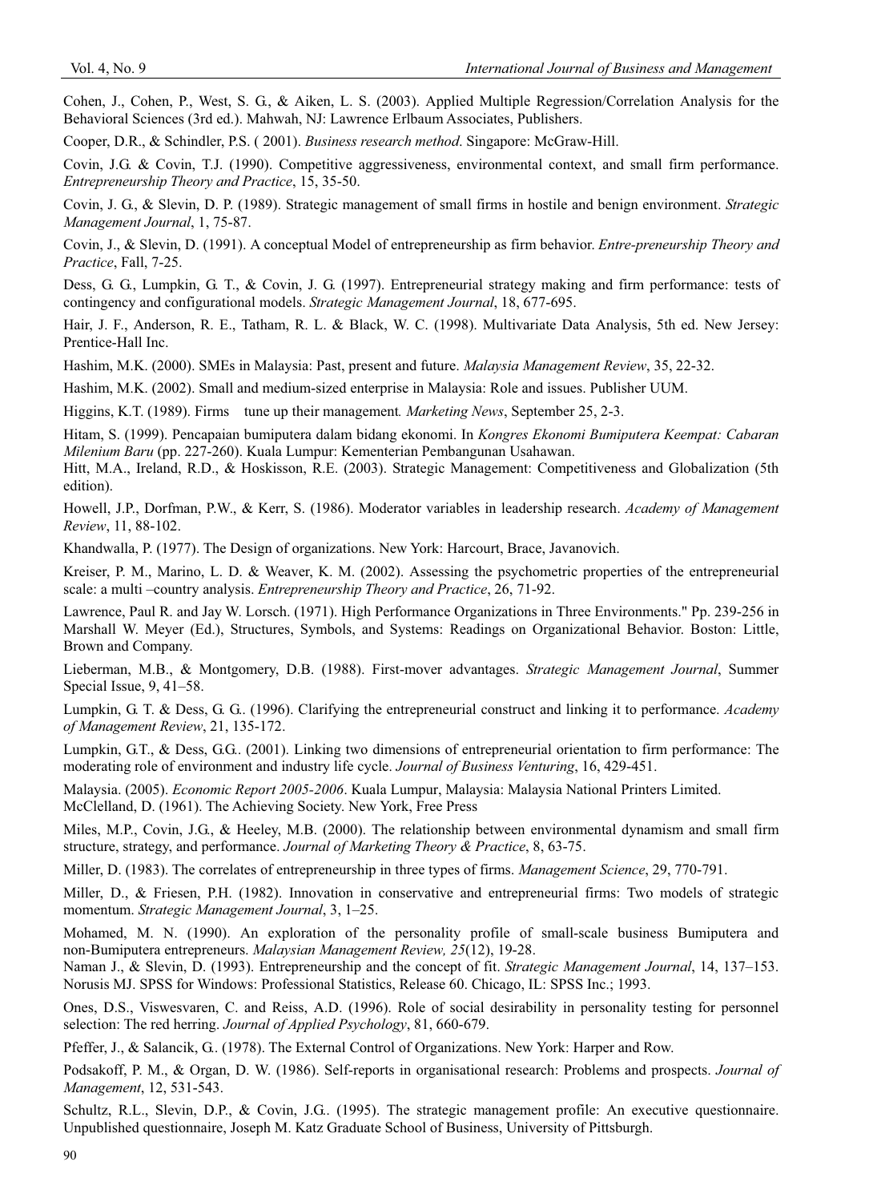Cohen, J., Cohen, P., West, S. G., & Aiken, L. S. (2003). Applied Multiple Regression/Correlation Analysis for the Behavioral Sciences (3rd ed.). Mahwah, NJ: Lawrence Erlbaum Associates, Publishers.

Cooper, D.R., & Schindler, P.S. ( 2001). *Business research method*. Singapore: McGraw-Hill.

Covin, J.G. & Covin, T.J. (1990). Competitive aggressiveness, environmental context, and small firm performance. *Entrepreneurship Theory and Practice*, 15, 35-50.

Covin, J. G., & Slevin, D. P. (1989). Strategic management of small firms in hostile and benign environment. *Strategic Management Journal*, 1, 75-87.

Covin, J., & Slevin, D. (1991). A conceptual Model of entrepreneurship as firm behavior. *Entre-preneurship Theory and Practice*, Fall, 7-25.

Dess, G. G., Lumpkin, G. T., & Covin, J. G. (1997). Entrepreneurial strategy making and firm performance: tests of contingency and configurational models. *Strategic Management Journal*, 18, 677-695.

Hair, J. F., Anderson, R. E., Tatham, R. L. & Black, W. C. (1998). Multivariate Data Analysis, 5th ed. New Jersey: Prentice-Hall Inc.

Hashim, M.K. (2000). SMEs in Malaysia: Past, present and future. *Malaysia Management Review*, 35, 22-32.

Hashim, M.K. (2002). Small and medium-sized enterprise in Malaysia: Role and issues. Publisher UUM.

Higgins, K.T. (1989). Firms tune up their management*. Marketing News*, September 25, 2-3.

Hitam, S. (1999). Pencapaian bumiputera dalam bidang ekonomi. In *Kongres Ekonomi Bumiputera Keempat: Cabaran Milenium Baru* (pp. 227-260). Kuala Lumpur: Kementerian Pembangunan Usahawan.

Hitt, M.A., Ireland, R.D., & Hoskisson, R.E. (2003). Strategic Management: Competitiveness and Globalization (5th edition).

Howell, J.P., Dorfman, P.W., & Kerr, S. (1986). Moderator variables in leadership research. *Academy of Management Review*, 11, 88-102.

Khandwalla, P. (1977). The Design of organizations. New York: Harcourt, Brace, Javanovich.

Kreiser, P. M., Marino, L. D. & Weaver, K. M. (2002). Assessing the psychometric properties of the entrepreneurial scale: a multi –country analysis. *Entrepreneurship Theory and Practice*, 26, 71-92.

Lawrence, Paul R. and Jay W. Lorsch. (1971). High Performance Organizations in Three Environments." Pp. 239-256 in Marshall W. Meyer (Ed.), Structures, Symbols, and Systems: Readings on Organizational Behavior. Boston: Little, Brown and Company.

Lieberman, M.B., & Montgomery, D.B. (1988). First-mover advantages. *Strategic Management Journal*, Summer Special Issue, 9, 41–58.

Lumpkin, G. T. & Dess, G. G.. (1996). Clarifying the entrepreneurial construct and linking it to performance. *Academy of Management Review*, 21, 135-172.

Lumpkin, G.T., & Dess, G.G.. (2001). Linking two dimensions of entrepreneurial orientation to firm performance: The moderating role of environment and industry life cycle. *Journal of Business Venturing*, 16, 429-451.

Malaysia. (2005). *Economic Report 2005-2006*. Kuala Lumpur, Malaysia: Malaysia National Printers Limited.

McClelland, D. (1961). The Achieving Society. New York, Free Press

Miles, M.P., Covin, J.G., & Heeley, M.B. (2000). The relationship between environmental dynamism and small firm structure, strategy, and performance. *Journal of Marketing Theory & Practice*, 8, 63-75.

Miller, D. (1983). The correlates of entrepreneurship in three types of firms. *Management Science*, 29, 770-791.

Miller, D., & Friesen, P.H. (1982). Innovation in conservative and entrepreneurial firms: Two models of strategic momentum. *Strategic Management Journal*, 3, 1–25.

Mohamed, M. N. (1990). An exploration of the personality profile of small-scale business Bumiputera and non-Bumiputera entrepreneurs. *Malaysian Management Review, 25*(12), 19-28.

Naman J., & Slevin, D. (1993). Entrepreneurship and the concept of fit. *Strategic Management Journal*, 14, 137–153.

Norusis MJ. SPSS for Windows: Professional Statistics, Release 60. Chicago, IL: SPSS Inc.; 1993.

Ones, D.S., Viswesvaren, C. and Reiss, A.D. (1996). Role of social desirability in personality testing for personnel selection: The red herring. *Journal of Applied Psychology*, 81, 660-679.

Pfeffer, J., & Salancik, G.. (1978). The External Control of Organizations. New York: Harper and Row.

Podsakoff, P. M., & Organ, D. W. (1986). Self-reports in organisational research: Problems and prospects. *Journal of Management*, 12, 531-543.

Schultz, R.L., Slevin, D.P., & Covin, J.G.. (1995). The strategic management profile: An executive questionnaire. Unpublished questionnaire, Joseph M. Katz Graduate School of Business, University of Pittsburgh.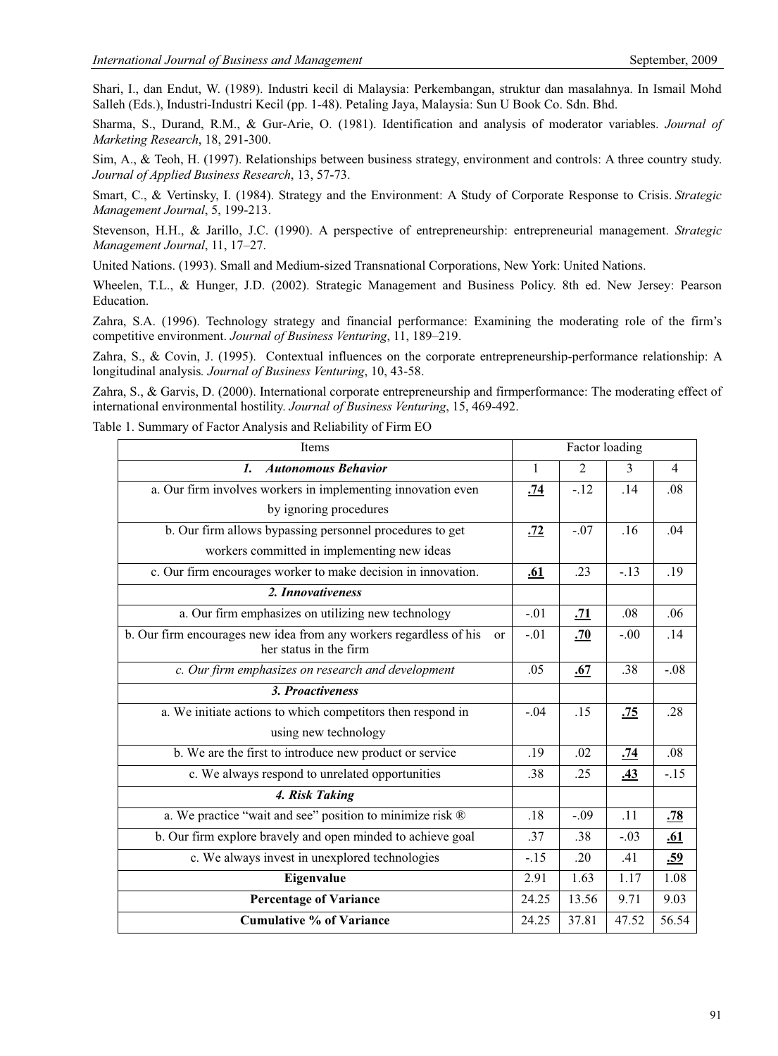Shari, I., dan Endut, W. (1989). Industri kecil di Malaysia: Perkembangan, struktur dan masalahnya. In Ismail Mohd Salleh (Eds.), Industri-Industri Kecil (pp. 1-48). Petaling Jaya, Malaysia: Sun U Book Co. Sdn. Bhd.

Sharma, S., Durand, R.M., & Gur-Arie, O. (1981). Identification and analysis of moderator variables. *Journal of Marketing Research*, 18, 291-300.

Sim, A., & Teoh, H. (1997). Relationships between business strategy, environment and controls: A three country study. *Journal of Applied Business Research*, 13, 57-73.

Smart, C., & Vertinsky, I. (1984). Strategy and the Environment: A Study of Corporate Response to Crisis. *Strategic Management Journal*, 5, 199-213.

Stevenson, H.H., & Jarillo, J.C. (1990). A perspective of entrepreneurship: entrepreneurial management. *Strategic Management Journal*, 11, 17–27.

United Nations. (1993). Small and Medium-sized Transnational Corporations, New York: United Nations.

Wheelen, T.L., & Hunger, J.D. (2002). Strategic Management and Business Policy. 8th ed. New Jersey: Pearson Education.

Zahra, S.A. (1996). Technology strategy and financial performance: Examining the moderating role of the firm's competitive environment. *Journal of Business Venturing*, 11, 189–219.

Zahra, S., & Covin, J. (1995). Contextual influences on the corporate entrepreneurship-performance relationship: A longitudinal analysis*. Journal of Business Venturing*, 10, 43-58.

Zahra, S., & Garvis, D. (2000). International corporate entrepreneurship and firmperformance: The moderating effect of international environmental hostility. *Journal of Business Venturing*, 15, 469-492.

Table 1. Summary of Factor Analysis and Reliability of Firm EO

| Items | Factor loading | | | |
|---|---|---|---|---|
| ***1. Autonomous Behavior*** | 1 | 2 | 3 | 4 |
| a. Our firm involves workers in implementing innovation even by ignoring procedures | **.74** | -.12 | .14 | .08 |
| b. Our firm allows bypassing personnel procedures to get workers committed in implementing new ideas | **.72** | -.07 | .16 | .04 |
| c. Our firm encourages worker to make decision in innovation. | **.61** | .23 | -.13 | .19 |
| ***2. Innovativeness*** | | | | |
| a. Our firm emphasizes on utilizing new technology | -.01 | **.71** | .08 | .06 |
| b. Our firm encourages new idea from any workers regardless of his or her status in the firm | -.01 | **.70** | -.00 | .14 |
| *c. Our firm emphasizes on research and development* | .05 | **.67** | .38 | -.08 |
| ***3. Proactiveness*** | | | | |
| a. We initiate actions to which competitors then respond in using new technology | -.04 | .15 | **.75** | .28 |
| b. We are the first to introduce new product or service | .19 | .02 | **.74** | .08 |
| c. We always respond to unrelated opportunities | .38 | .25 | **.43** | -.15 |
| ***4. Risk Taking*** | | | | |
| a. We practice "wait and see" position to minimize risk ® | .18 | -.09 | .11 | **.78** |
| b. Our firm explore bravely and open minded to achieve goal | .37 | .38 | -.03 | **.61** |
| c. We always invest in unexplored technologies | -.15 | .20 | .41 | **.59** |
| **Eigenvalue** | 2.91 | 1.63 | 1.17 | 1.08 |
| **Percentage of Variance** | 24.25 | 13.56 | 9.71 | 9.03 |
| **Cumulative % of Variance** | 24.25 | 37.81 | 47.52 | 56.54 |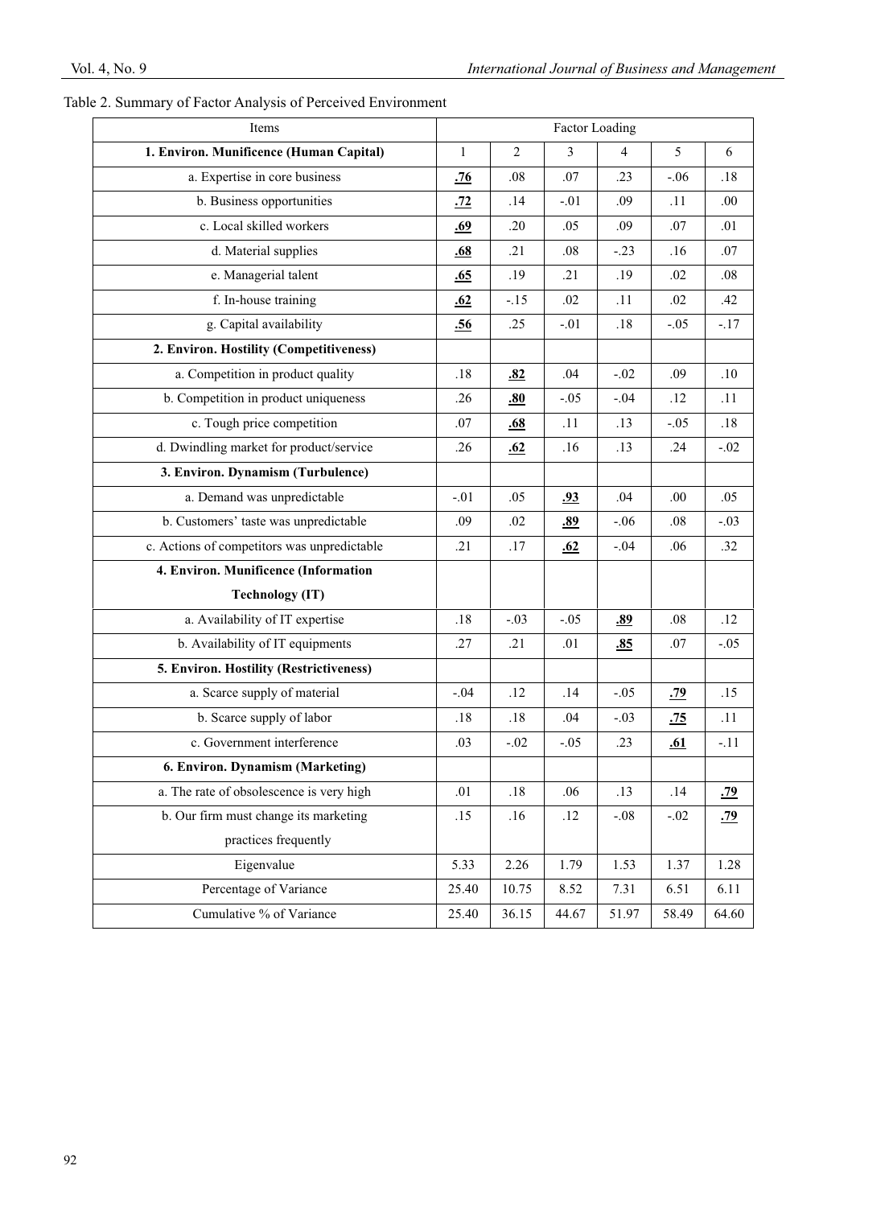Table 2. Summary of Factor Analysis of Perceived Environment

| Items | Factor Loading | | | | | |
|---|---|---|---|---|---|---|
| **1. Environ. Munificence (Human Capital)** | 1 | 2 | 3 | 4 | 5 | 6 |
| a. Expertise in core business | **.76** | .08 | .07 | .23 | -.06 | .18 |
| b. Business opportunities | **.72** | .14 | -.01 | .09 | .11 | .00 |
| c. Local skilled workers | **.69** | .20 | .05 | .09 | .07 | .01 |
| d. Material supplies | **.68** | .21 | .08 | -.23 | .16 | .07 |
| e. Managerial talent | **.65** | .19 | .21 | .19 | .02 | .08 |
| f. In-house training | **.62** | -.15 | .02 | .11 | .02 | .42 |
| g. Capital availability | **.56** | .25 | -.01 | .18 | -.05 | -.17 |
| **2. Environ. Hostility (Competitiveness)** | | | | | | |
| a. Competition in product quality | .18 | **.82** | .04 | -.02 | .09 | .10 |
| b. Competition in product uniqueness | .26 | **.80** | -.05 | -.04 | .12 | .11 |
| c. Tough price competition | .07 | **.68** | .11 | .13 | -.05 | .18 |
| d. Dwindling market for product/service | .26 | **.62** | .16 | .13 | .24 | -.02 |
| **3. Environ. Dynamism (Turbulence)** | | | | | | |
| a. Demand was unpredictable | -.01 | .05 | **.93** | .04 | .00 | .05 |
| b. Customers' taste was unpredictable | .09 | .02 | **.89** | -.06 | .08 | -.03 |
| c. Actions of competitors was unpredictable | .21 | .17 | **.62** | -.04 | .06 | .32 |
| **4. Environ. Munificence (Information Technology (IT)** | | | | | | |
| a. Availability of IT expertise | .18 | -.03 | -.05 | **.89** | .08 | .12 |
| b. Availability of IT equipments | .27 | .21 | .01 | **.85** | .07 | -.05 |
| **5. Environ. Hostility (Restrictiveness)** | | | | | | |
| a. Scarce supply of material | -.04 | .12 | .14 | -.05 | **.79** | .15 |
| b. Scarce supply of labor | .18 | .18 | .04 | -.03 | **.75** | .11 |
| c. Government interference | .03 | -.02 | -.05 | .23 | **.61** | -.11 |
| **6. Environ. Dynamism (Marketing)** | | | | | | |
| a. The rate of obsolescence is very high | .01 | .18 | .06 | .13 | .14 | **.79** |
| b. Our firm must change its marketing practices frequently | .15 | .16 | .12 | -.08 | -.02 | **.79** |
| Eigenvalue | 5.33 | 2.26 | 1.79 | 1.53 | 1.37 | 1.28 |
| Percentage of Variance | 25.40 | 10.75 | 8.52 | 7.31 | 6.51 | 6.11 |
| Cumulative % of Variance | 25.40 | 36.15 | 44.67 | 51.97 | 58.49 | 64.60 |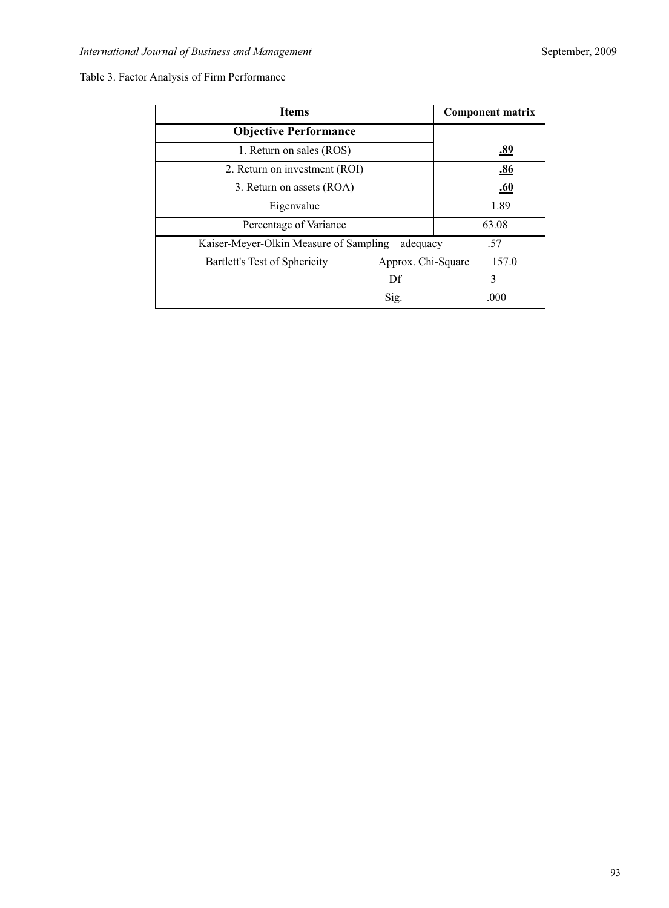Table 3. Factor Analysis of Firm Performance

| Items | | Component matrix |
|---|---|---|
| **Objective Performance** | | |
| 1. Return on sales (ROS) | | **.89** |
| 2. Return on investment (ROI) | | **.86** |
| 3. Return on assets (ROA) | | **.60** |
| Eigenvalue | | 1.89 |
| Percentage of Variance | | 63.08 |
| Kaiser-Meyer-Olkin Measure of Sampling adequacy | | .57 |
| Bartlett's Test of Sphericity | Approx. Chi-Square | 157.0 |
| | Df | 3 |
| | Sig. | .000 |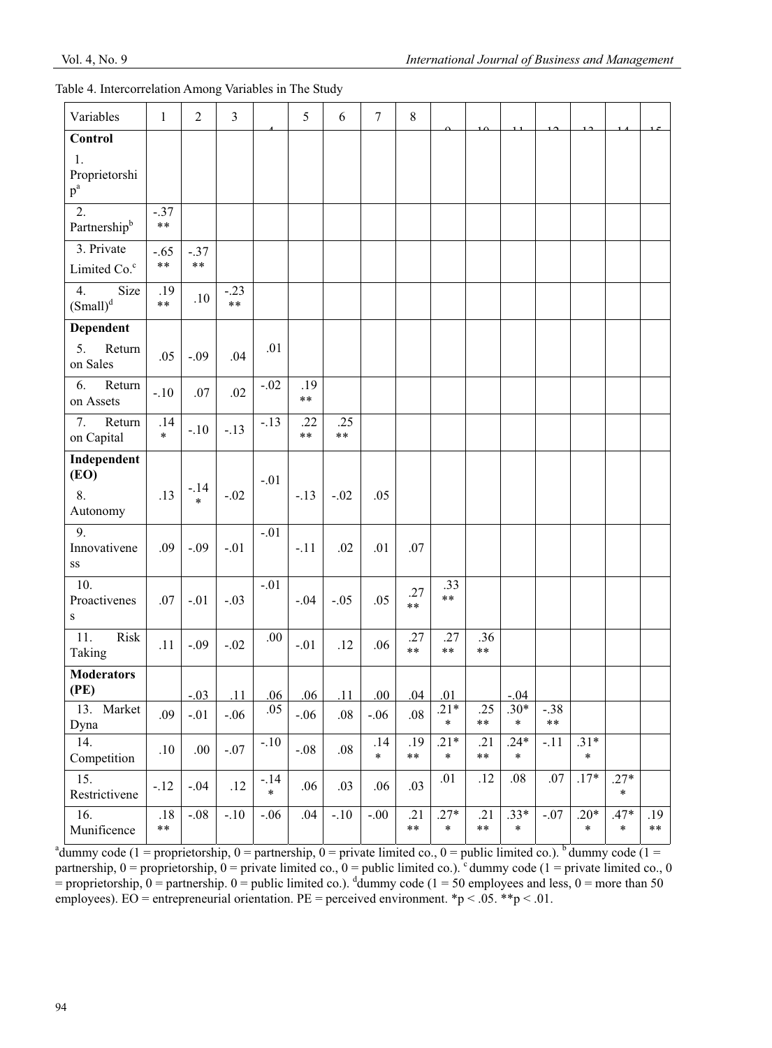Table 4. Intercorrelation Among Variables in The Study

| Variables | 1 | 2 | 3 | 4 | 5 | 6 | 7 | 8 | 9 | 10 | 11 | 12 | 13 | 14 | 15 |
|---|---|---|---|---|---|---|---|---|---|---|---|---|---|---|---|
| **Control** | | | | | | | | | | | | | | | |
| 1. Proprietorship[a] | | | | | | | | | | | | | | | |
| 2. Partnership[b] | -.37** | | | | | | | | | | | | | | |
| 3. Private Limited Co.[c] | -.65** | -.37** | | | | | | | | | | | | | |
| 4. Size (Small)[d] | .19** | .10 | -.23** | | | | | | | | | | | | |
| **Dependent** | | | | | | | | | | | | | | | |
| 5. Return on Sales | .05 | -.09 | .04 | .01 | | | | | | | | | | | |
| 6. Return on Assets | -.10 | .07 | .02 | -.02 | .19** | | | | | | | | | | |
| 7. Return on Capital | .14* | -.10 | -.13 | -.13 | .22** | .25** | | | | | | | | | |
| **Independent (EO)** | | | | | | | | | | | | | | | |
| 8. Autonomy | .13 | -.14* | -.02 | -.01 | -.13 | -.02 | .05 | | | | | | | | |
| 9. Innovativeness | .09 | -.09 | -.01 | -.01 | -.11 | .02 | .01 | .07 | | | | | | | |
| 10. Proactiveness | .07 | -.01 | -.03 | -.01 | -.04 | -.05 | .05 | .27** | .33** | | | | | | |
| 11. Risk Taking | .11 | -.09 | -.02 | .00 | -.01 | .12 | .06 | .27** | .27** | .36** | | | | | |
| **Moderators (PE)** | | -.03 | .11 | .06 | .06 | .11 | .00 | .04 | .01 | | -.04 | | | | |
| 13. Market Dyna | .09 | -.01 | -.06 | .05 | -.06 | .08 | -.06 | .08 | .21** | .25** | .30** | -.38** | | | |
| 14. Competition | .10 | .00 | -.07 | -.10 | -.08 | .08 | .14* | .19** | .21** | .21** | .24** | -.11 | .31** | | |
| 15. Restrictivene | -.12 | -.04 | .12 | -.14* | .06 | .03 | .06 | .03 | .01 | .12 | .08 | .07 | .17* | .27** | |
| 16. Munificence | .18** | -.08 | -.10 | -.06 | .04 | -.10 | -.00 | .21** | .27** | .21** | .33** | -.07 | .20** | .47** | .19** |

[a]dummy code (1 = proprietorship, 0 = partnership, 0 = private limited co., 0 = public limited co.). [b]dummy code (1 = partnership, 0 = proprietorship, 0 = private limited co., 0 = public limited co.). [c]dummy code (1 = private limited co., 0 = proprietorship, 0 = partnership. 0 = public limited co.). [d]dummy code (1 = 50 employees and less, 0 = more than 50 employees). EO = entrepreneurial orientation. PE = perceived environment. *$p < .05$. **$p < .01$.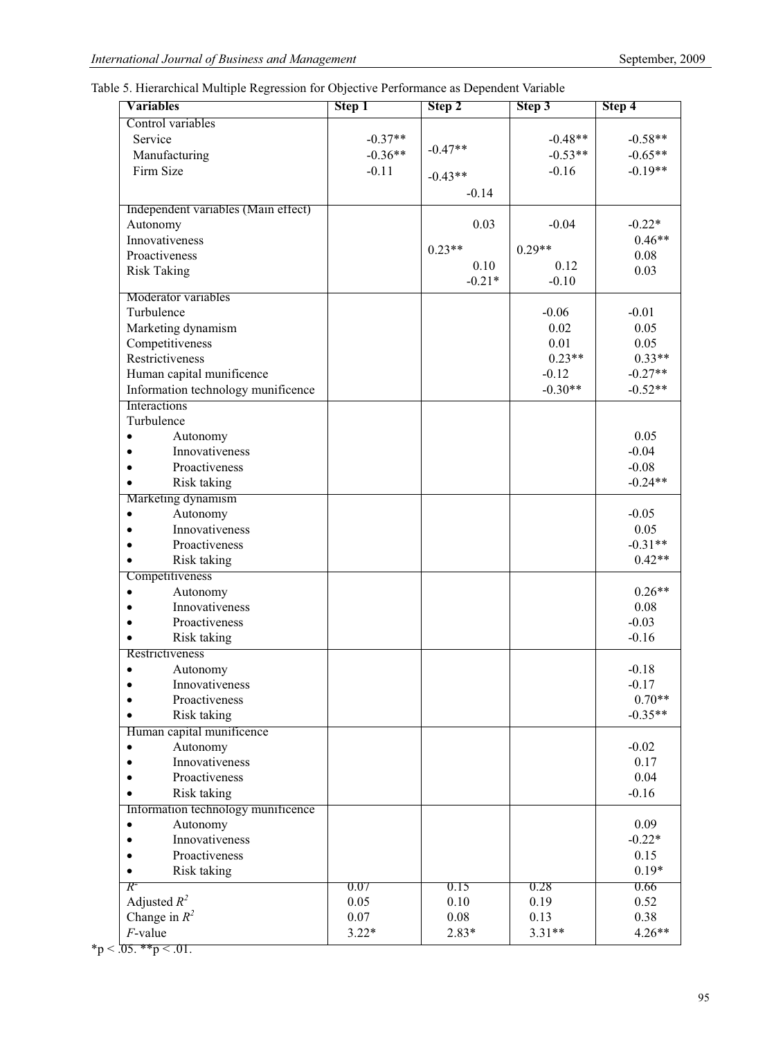Table 5. Hierarchical Multiple Regression for Objective Performance as Dependent Variable

| Variables | Step 1 | Step 2 | Step 3 | Step 4 |
|---|---|---|---|---|
| **Control variables** | | | | |
| Service | -0.37** | -0.47** | -0.48** | -0.58** |
| Manufacturing | -0.36** | -0.43** | -0.53** | -0.65** |
| Firm Size | -0.11 | -0.14 | -0.16 | -0.19** |
| **Independent variables (Main effect)** | | | | |
| Autonomy | | 0.03 | -0.04 | -0.22* |
| Innovativeness | | 0.23** | 0.29** | 0.46** |
| Proactiveness | | 0.10 | 0.12 | 0.08 |
| Risk Taking | | -0.21* | -0.10 | 0.03 |
| **Moderator variables** | | | | |
| Turbulence | | | -0.06 | -0.01 |
| Marketing dynamism | | | 0.02 | 0.05 |
| Competitiveness | | | 0.01 | 0.05 |
| Restrictiveness | | | 0.23** | 0.33** |
| Human capital munificence | | | -0.12 | -0.27** |
| Information technology munificence | | | -0.30** | -0.52** |
| **Interactions** | | | | |
| Turbulence | | | | |
| • Autonomy | | | | 0.05 |
| • Innovativeness | | | | -0.04 |
| • Proactiveness | | | | -0.08 |
| • Risk taking | | | | -0.24** |
| Marketing dynamism | | | | |
| • Autonomy | | | | -0.05 |
| • Innovativeness | | | | 0.05 |
| • Proactiveness | | | | -0.31** |
| • Risk taking | | | | 0.42** |
| Competitiveness | | | | |
| • Autonomy | | | | 0.26** |
| • Innovativeness | | | | 0.08 |
| • Proactiveness | | | | -0.03 |
| • Risk taking | | | | -0.16 |
| Restrictiveness | | | | |
| • Autonomy | | | | -0.18 |
| • Innovativeness | | | | -0.17 |
| • Proactiveness | | | | 0.70** |
| • Risk taking | | | | -0.35** |
| Human capital munificence | | | | |
| • Autonomy | | | | -0.02 |
| • Innovativeness | | | | 0.17 |
| • Proactiveness | | | | 0.04 |
| • Risk taking | | | | -0.16 |
| Information technology munificence | | | | |
| • Autonomy | | | | 0.09 |
| • Innovativeness | | | | -0.22* |
| • Proactiveness | | | | 0.15 |
| • Risk taking | | | | 0.19* |
| $R^2$ | 0.07 | 0.15 | 0.28 | 0.66 |
| Adjusted $R^2$ | 0.05 | 0.10 | 0.19 | 0.52 |
| Change in $R^2$ | 0.07 | 0.08 | 0.13 | 0.38 |
| $F$-value | 3.22* | 2.83* | 3.31** | 4.26** |

*$p < .05$. **$p < .01$.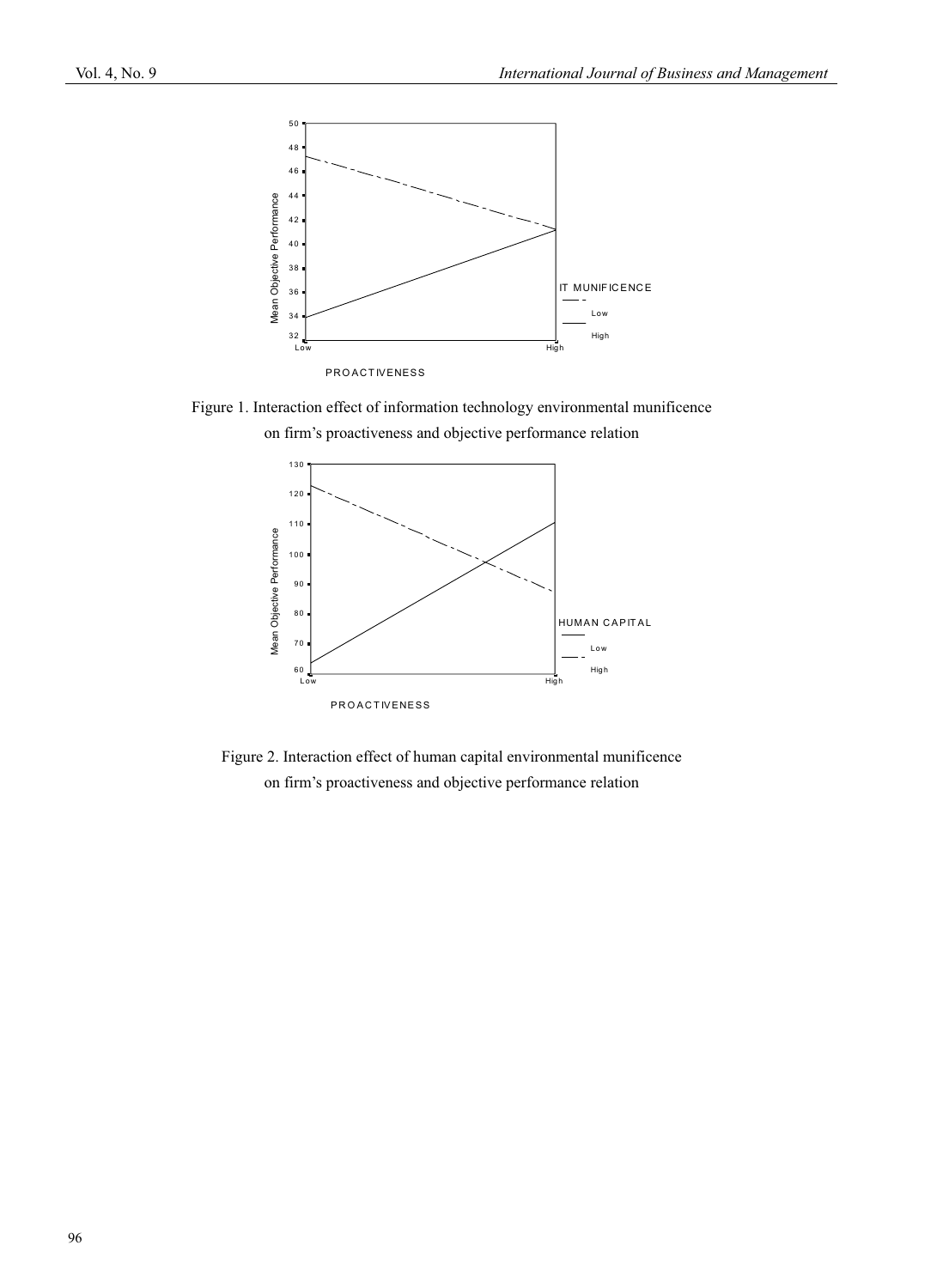50
48
46
44
42
40
38
36
34
32

Mean Objective Performance

Low
High

PROACTIVENESS

IT MUNIFICENCE

Low

High

Figure 1. Interaction effect of information technology environmental munificence on firm's proactiveness and objective performance relation

130
120
110
100
90
80
70
60

Mean Objective Performance

Low
High

PROACTIVENESS

HUMAN CAPITAL

Low

High

Figure 2. Interaction effect of human capital environmental munificence on firm's proactiveness and objective performance relation